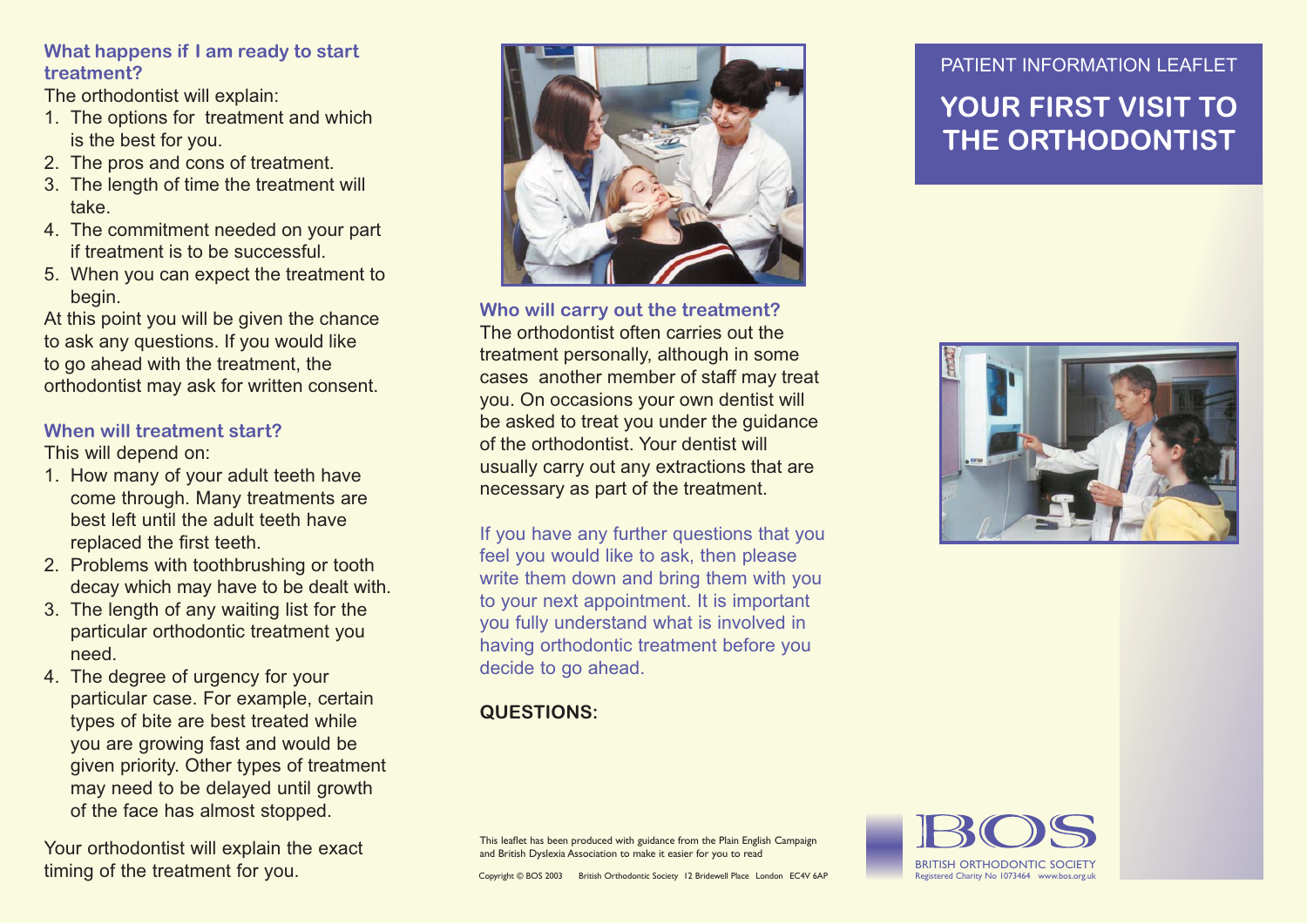## What happens if I am ready to start treatment?

The orthodontist will explain:

1. The options for treatment and which is the best for you.
2. The pros and cons of treatment.
3. The length of time the treatment will take.
4. The commitment needed on your part if treatment is to be successful.
5. When you can expect the treatment to begin.

At this point you will be given the chance to ask any questions. If you would like to go ahead with the treatment, the orthodontist may ask for written consent.

## When will treatment start?

This will depend on:

1. How many of your adult teeth have come through. Many treatments are best left until the adult teeth have replaced the first teeth.
2. Problems with toothbrushing or tooth decay which may have to be dealt with.
3. The length of any waiting list for the particular orthodontic treatment you need.
4. The degree of urgency for your particular case. For example, certain types of bite are best treated while you are growing fast and would be given priority. Other types of treatment may need to be delayed until growth of the face has almost stopped.

Your orthodontist will explain the exact timing of the treatment for you.

## Who will carry out the treatment?

The orthodontist often carries out the treatment personally, although in some cases another member of staff may treat you. On occasions your own dentist will be asked to treat you under the guidance of the orthodontist. Your dentist will usually carry out any extractions that are necessary as part of the treatment.

If you have any further questions that you feel you would like to ask, then please write them down and bring them with you to your next appointment. It is important you fully understand what is involved in having orthodontic treatment before you decide to go ahead.

**QUESTIONS:**

This leaflet has been produced with guidance from the Plain English Campaign and British Dyslexia Association to make it easier for you to read

Copyright © BOS 2003 British Orthodontic Society 12 Bridewell Place London EC4V 6AP

PATIENT INFORMATION LEAFLET

# YOUR FIRST VISIT TO THE ORTHODONTIST

BOS

BRITISH ORTHODONTIC SOCIETY

Registered Charity No 1073464 www.bos.org.uk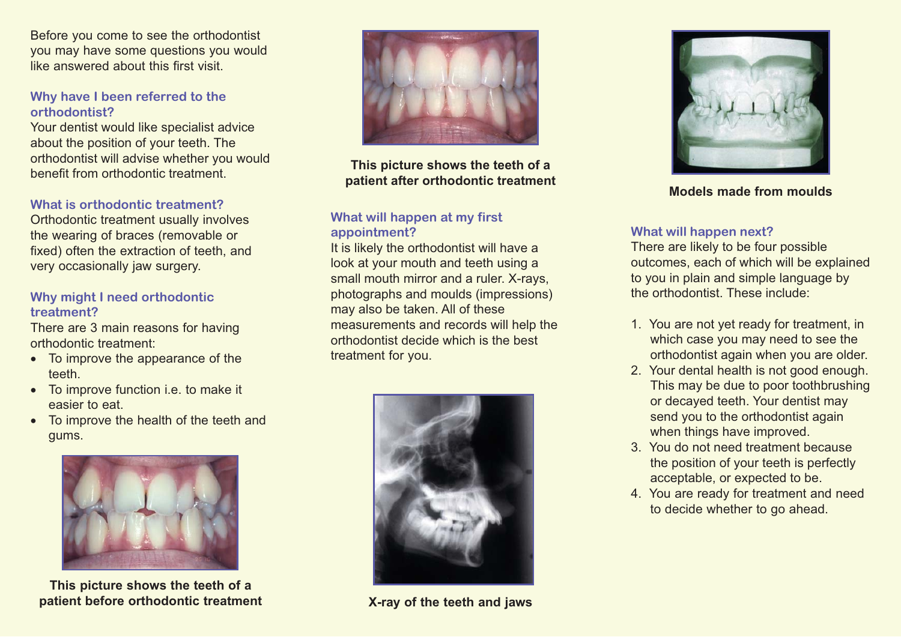Before you come to see the orthodontist you may have some questions you would like answered about this first visit.

### Why have I been referred to the orthodontist?

Your dentist would like specialist advice about the position of your teeth. The orthodontist will advise whether you would benefit from orthodontic treatment.

### What is orthodontic treatment?

Orthodontic treatment usually involves the wearing of braces (removable or fixed) often the extraction of teeth, and very occasionally jaw surgery.

### Why might I need orthodontic treatment?

There are 3 main reasons for having orthodontic treatment:

- To improve the appearance of the teeth.
- To improve function i.e. to make it easier to eat.
- To improve the health of the teeth and gums.

**This picture shows the teeth of a patient before orthodontic treatment**

**This picture shows the teeth of a patient after orthodontic treatment**

### What will happen at my first appointment?

It is likely the orthodontist will have a look at your mouth and teeth using a small mouth mirror and a ruler. X-rays, photographs and moulds (impressions) may also be taken. All of these measurements and records will help the orthodontist decide which is the best treatment for you.

**X-ray of the teeth and jaws**

**Models made from moulds**

### What will happen next?

There are likely to be four possible outcomes, each of which will be explained to you in plain and simple language by the orthodontist. These include:

1. You are not yet ready for treatment, in which case you may need to see the orthodontist again when you are older.
2. Your dental health is not good enough. This may be due to poor toothbrushing or decayed teeth. Your dentist may send you to the orthodontist again when things have improved.
3. You do not need treatment because the position of your teeth is perfectly acceptable, or expected to be.
4. You are ready for treatment and need to decide whether to go ahead.